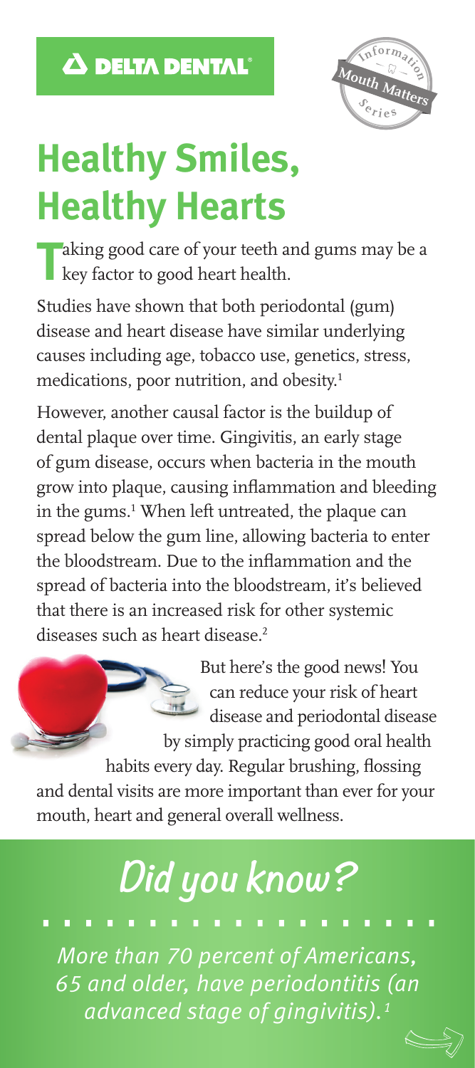DELTA DENTAL

Information Mouth Matters Series

# Healthy Smiles, Healthy Hearts

**Taking good care of your teeth and gums may be a key factor to good heart health.**

Studies have shown that both periodontal (gum) disease and heart disease have similar underlying causes including age, tobacco use, genetics, stress, medications, poor nutrition, and obesity.[1]

However, another causal factor is the buildup of dental plaque over time. Gingivitis, an early stage of gum disease, occurs when bacteria in the mouth grow into plaque, causing inflammation and bleeding in the gums.[1] When left untreated, the plaque can spread below the gum line, allowing bacteria to enter the bloodstream. Due to the inflammation and the spread of bacteria into the bloodstream, it's believed that there is an increased risk for other systemic diseases such as heart disease.[2]

But here's the good news! You can reduce your risk of heart disease and periodontal disease by simply practicing good oral health habits every day. Regular brushing, flossing and dental visits are more important than ever for your mouth, heart and general overall wellness.

## Did you know?

*More than 70 percent of Americans, 65 and older, have periodontitis (an advanced stage of gingivitis).[1]*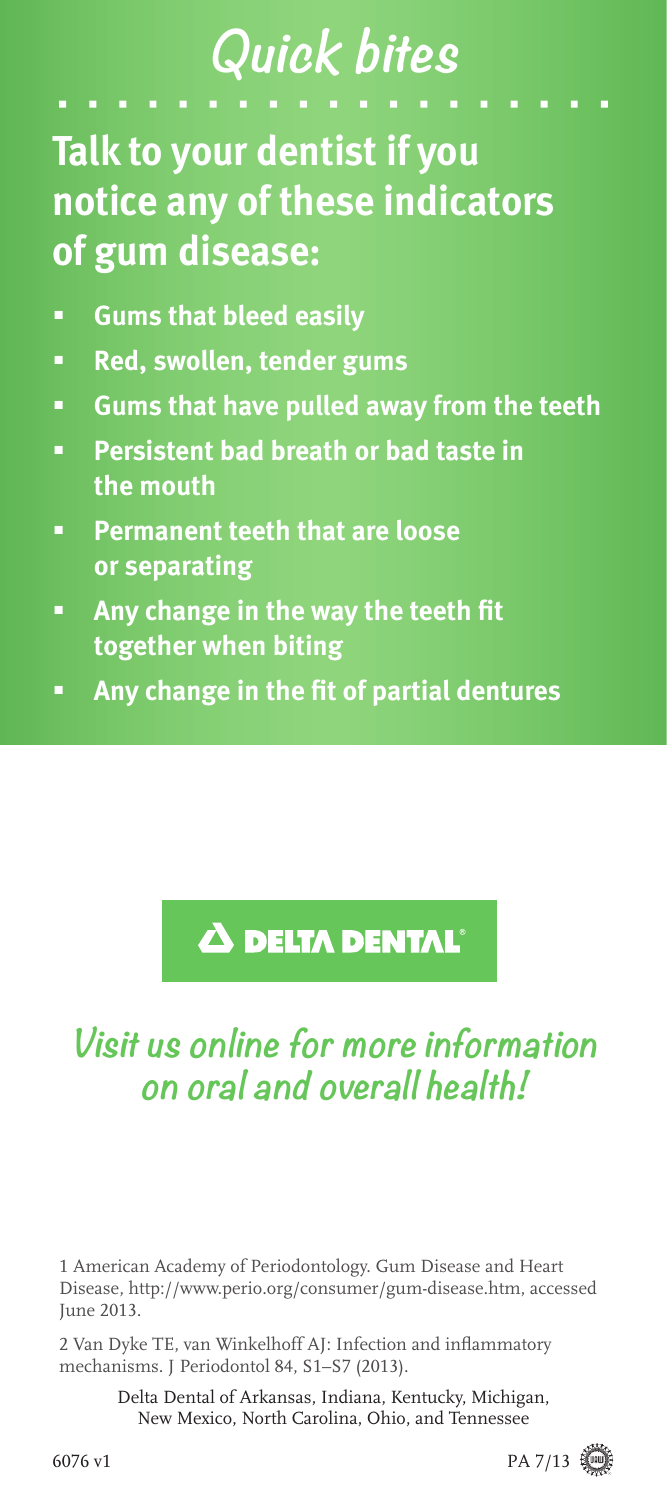# Quick bites

## Talk to your dentist if you notice any of these indicators of gum disease:

- **Gums that bleed easily**
- **Red, swollen, tender gums**
- **Gums that have pulled away from the teeth**
- **Persistent bad breath or bad taste in the mouth**
- **Permanent teeth that are loose or separating**
- **Any change in the way the teeth fit together when biting**
- **Any change in the fit of partial dentures**

DELTA DENTAL®

*Visit us online for more information on oral and overall health!*

1 American Academy of Periodontology. Gum Disease and Heart Disease, http://www.perio.org/consumer/gum-disease.htm, accessed June 2013.

2 Van Dyke TE, van Winkelhoff AJ: Infection and inflammatory mechanisms. J Periodontol 84, S1–S7 (2013).

Delta Dental of Arkansas, Indiana, Kentucky, Michigan, New Mexico, North Carolina, Ohio, and Tennessee

6076 v1

PA 7/13